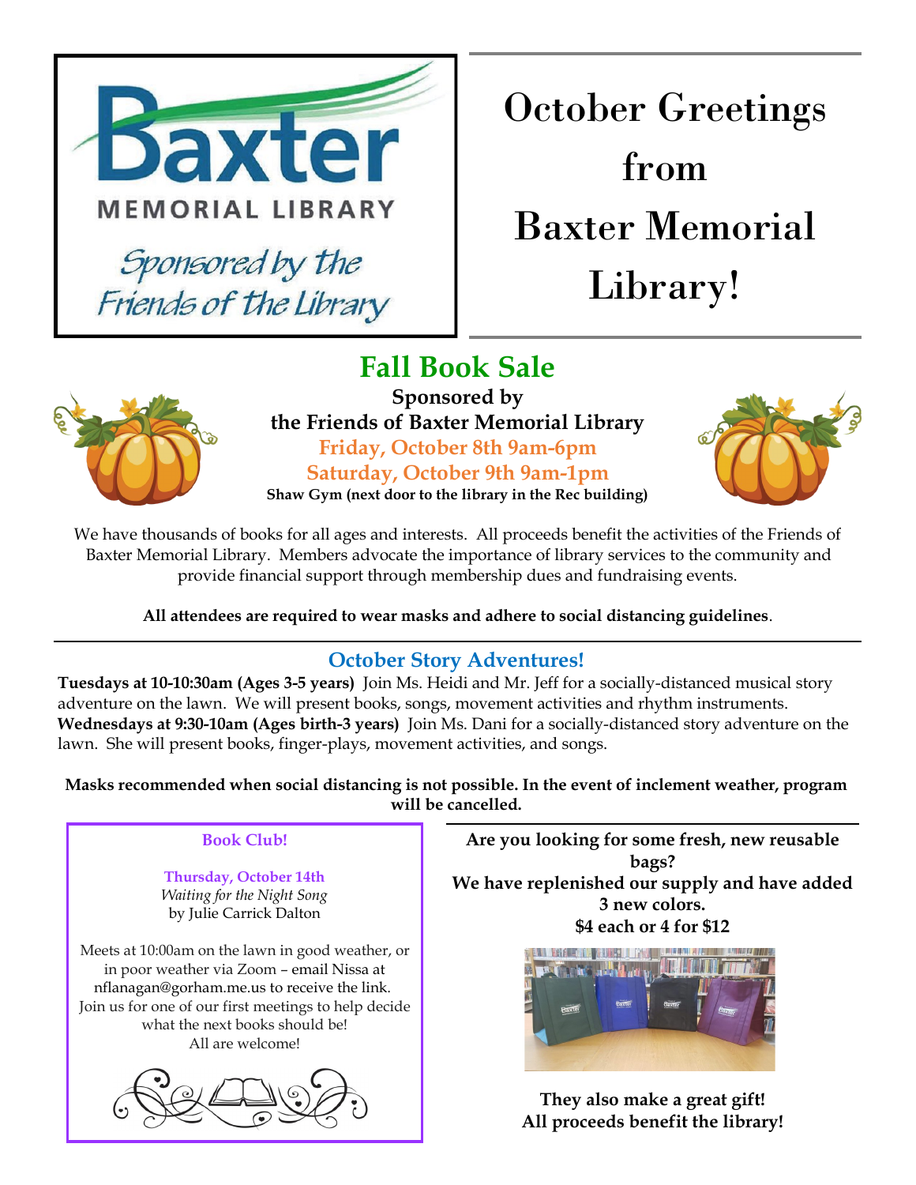Baxter

MEMORIAL LIBRARY

*Sponsored by the Friends of the Library*

# October Greetings from Baxter Memorial Library!

## Fall Book Sale

**Sponsored by the Friends of Baxter Memorial Library**

**Friday, October 8th 9am-6pm**

**Saturday, October 9th 9am-1pm**

**Shaw Gym (next door to the library in the Rec building)**

We have thousands of books for all ages and interests. All proceeds benefit the activities of the Friends of Baxter Memorial Library. Members advocate the importance of library services to the community and provide financial support through membership dues and fundraising events.

**All attendees are required to wear masks and adhere to social distancing guidelines**.

## October Story Adventures!

**Tuesdays at 10-10:30am (Ages 3-5 years)** Join Ms. Heidi and Mr. Jeff for a socially-distanced musical story adventure on the lawn. We will present books, songs, movement activities and rhythm instruments.

**Wednesdays at 9:30-10am (Ages birth-3 years)** Join Ms. Dani for a socially-distanced story adventure on the lawn. She will present books, finger-plays, movement activities, and songs.

**Masks recommended when social distancing is not possible. In the event of inclement weather, program will be cancelled.**

### Book Club!

**Thursday, October 14th**
*Waiting for the Night Song*
by Julie Carrick Dalton

Meets at 10:00am on the lawn in good weather, or in poor weather via Zoom – email Nissa at nflanagan@gorham.me.us to receive the link. Join us for one of our first meetings to help decide what the next books should be!
All are welcome!

**Are you looking for some fresh, new reusable bags?**
**We have replenished our supply and have added 3 new colors.**
**$4 each or 4 for $12**

**They also make a great gift!**
**All proceeds benefit the library!**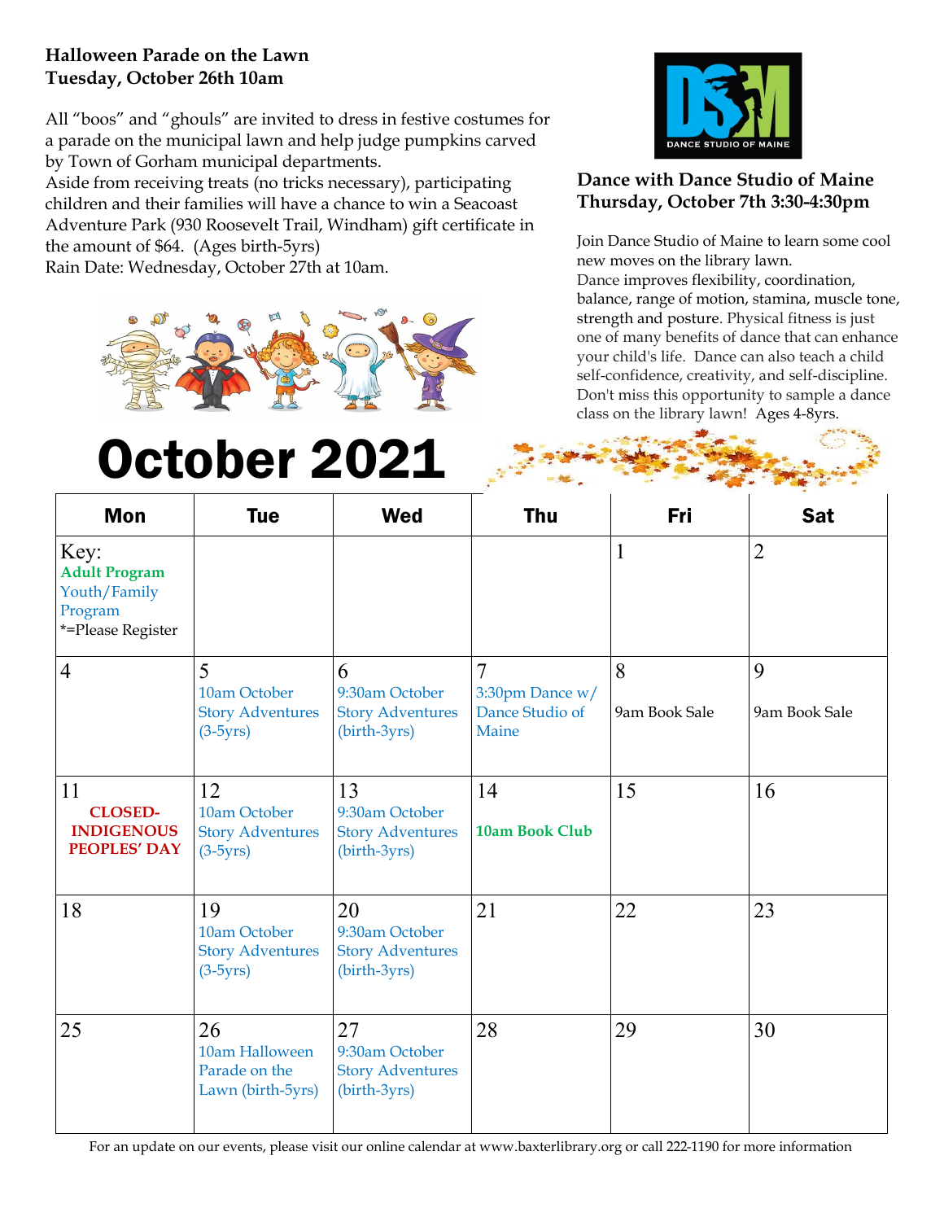**Halloween Parade on the Lawn**
**Tuesday, October 26th 10am**

All "boos" and "ghouls" are invited to dress in festive costumes for a parade on the municipal lawn and help judge pumpkins carved by Town of Gorham municipal departments.
Aside from receiving treats (no tricks necessary), participating children and their families will have a chance to win a Seacoast Adventure Park (930 Roosevelt Trail, Windham) gift certificate in the amount of $64. (Ages birth-5yrs)
Rain Date: Wednesday, October 27th at 10am.

DANCE STUDIO OF MAINE

**Dance with Dance Studio of Maine**
**Thursday, October 7th 3:30-4:30pm**

Join Dance Studio of Maine to learn some cool new moves on the library lawn.
Dance improves flexibility, coordination, balance, range of motion, stamina, muscle tone, strength and posture. Physical fitness is just one of many benefits of dance that can enhance your child's life. Dance can also teach a child self-confidence, creativity, and self-discipline. Don't miss this opportunity to sample a dance class on the library lawn! Ages 4-8yrs.

# October 2021

| Mon | Tue | Wed | Thu | Fri | Sat |
|---|---|---|---|---|---|
| Key: **Adult Program** Youth/Family Program *=Please Register | | | | 1 | 2 |
| 4 | 5 10am October Story Adventures (3-5yrs) | 6 9:30am October Story Adventures (birth-3yrs) | 7 3:30pm Dance w/ Dance Studio of Maine | 8 9am Book Sale | 9 9am Book Sale |
| 11 **CLOSED-INDIGENOUS PEOPLES' DAY** | 12 10am October Story Adventures (3-5yrs) | 13 9:30am October Story Adventures (birth-3yrs) | 14 **10am Book Club** | 15 | 16 |
| 18 | 19 10am October Story Adventures (3-5yrs) | 20 9:30am October Story Adventures (birth-3yrs) | 21 | 22 | 23 |
| 25 | 26 10am Halloween Parade on the Lawn (birth-5yrs) | 27 9:30am October Story Adventures (birth-3yrs) | 28 | 29 | 30 |

For an update on our events, please visit our online calendar at www.baxterlibrary.org or call 222-1190 for more information